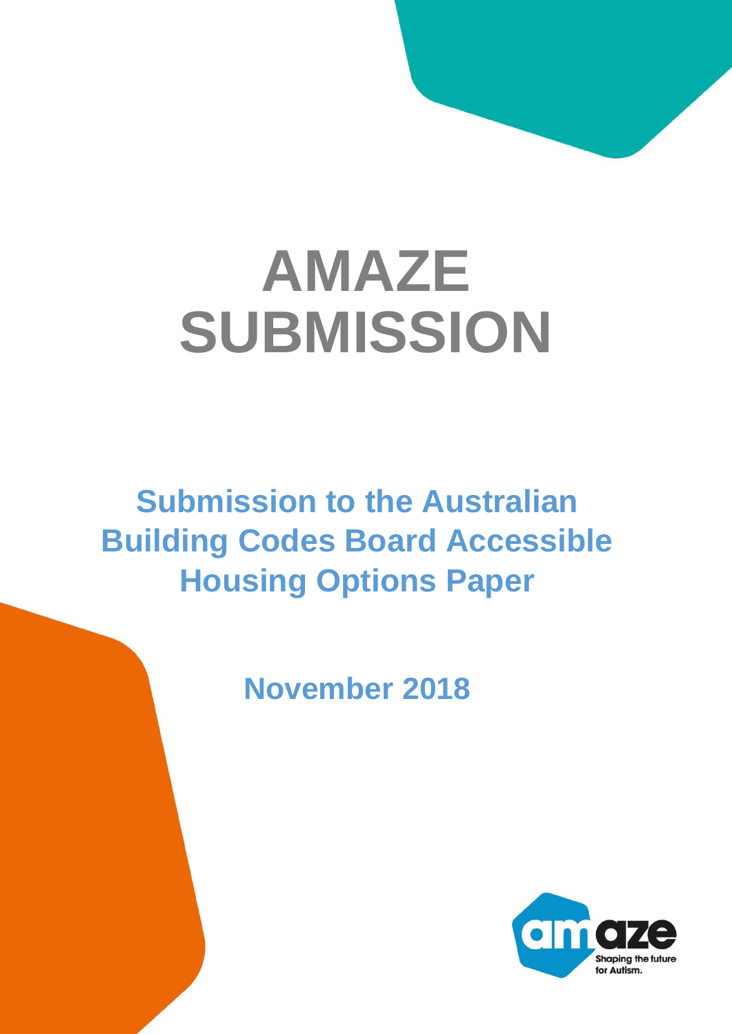# AMAZE SUBMISSION

## Submission to the Australian Building Codes Board Accessible Housing Options Paper

**November 2018**

amaze
Shaping the future for Autism.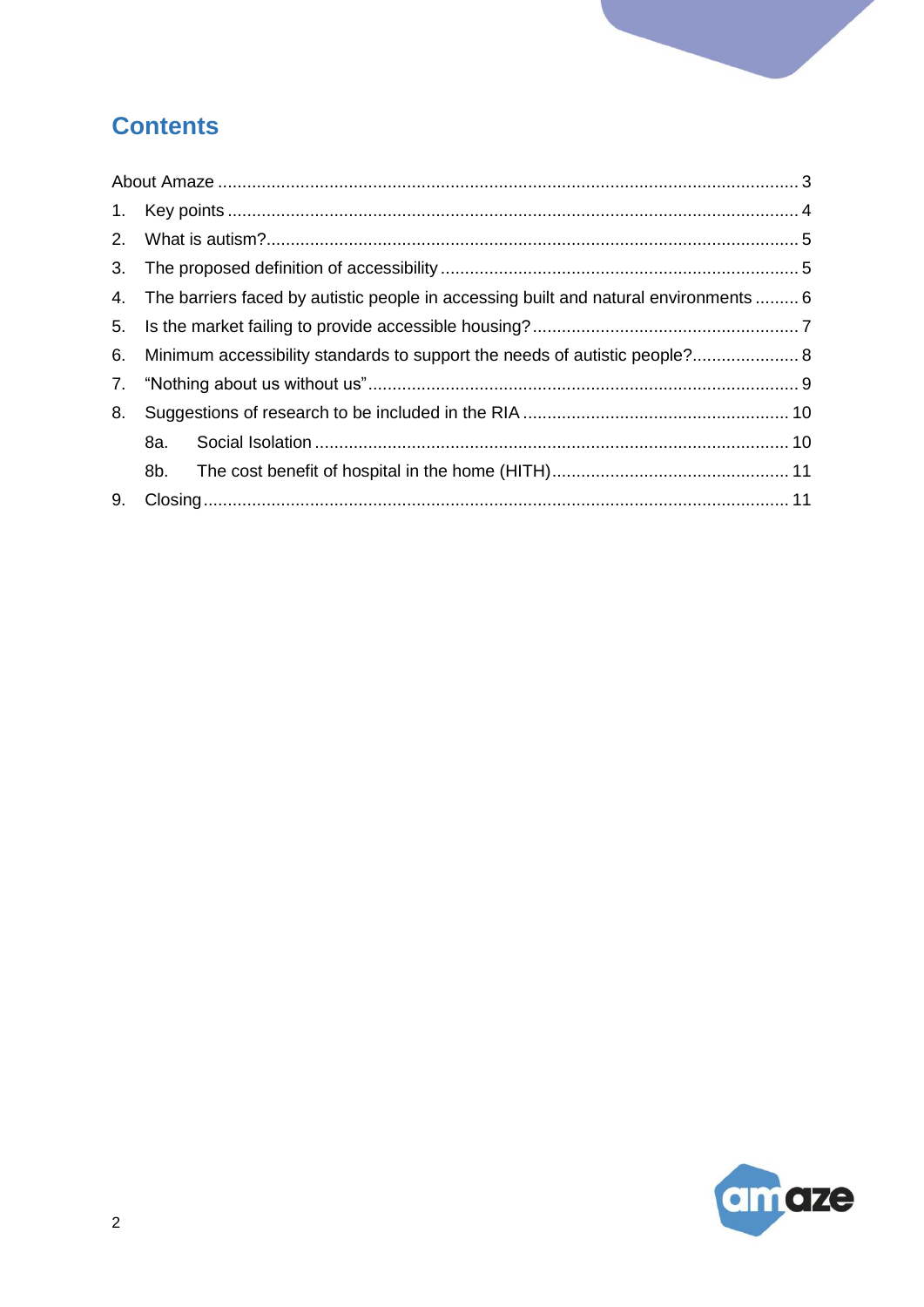# Contents

About Amaze ........................................................................................................................ 3

1. Key points ...................................................................................................................... 4
2. What is autism?.............................................................................................................. 5
3. The proposed definition of accessibility .......................................................................... 5
4. The barriers faced by autistic people in accessing built and natural environments ......... 6
5. Is the market failing to provide accessible housing?....................................................... 7
6. Minimum accessibility standards to support the needs of autistic people?...................... 8
7. “Nothing about us without us”......................................................................................... 9
8. Suggestions of research to be included in the RIA ....................................................... 10
   - 8a. Social Isolation .................................................................................................. 10
   - 8b. The cost benefit of hospital in the home (HITH)................................................. 11
9. Closing......................................................................................................................... 11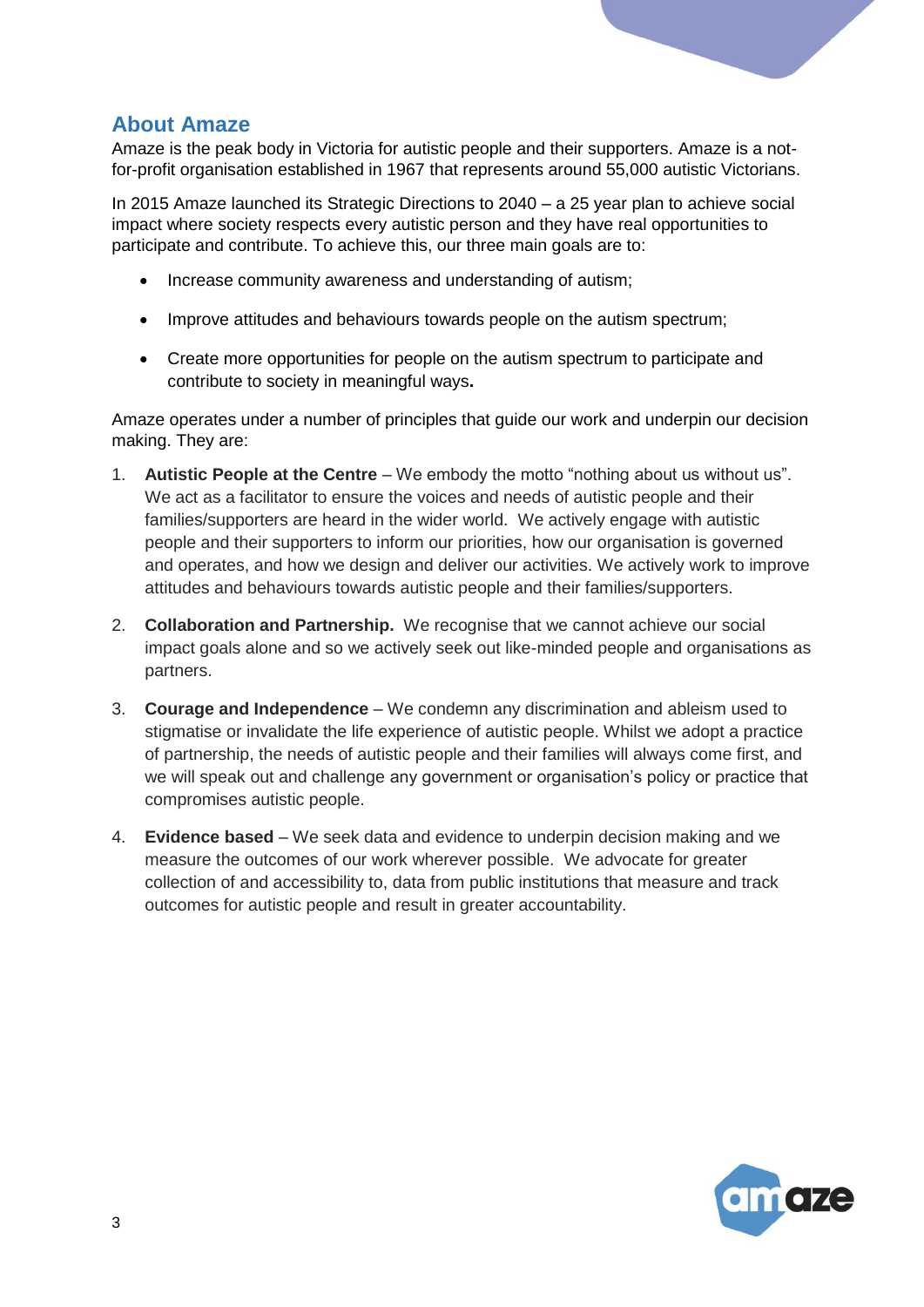## About Amaze

Amaze is the peak body in Victoria for autistic people and their supporters. Amaze is a not-for-profit organisation established in 1967 that represents around 55,000 autistic Victorians.

In 2015 Amaze launched its Strategic Directions to 2040 – a 25 year plan to achieve social impact where society respects every autistic person and they have real opportunities to participate and contribute. To achieve this, our three main goals are to:

- Increase community awareness and understanding of autism;
- Improve attitudes and behaviours towards people on the autism spectrum;
- Create more opportunities for people on the autism spectrum to participate and contribute to society in meaningful ways**.**

Amaze operates under a number of principles that guide our work and underpin our decision making. They are:

1. **Autistic People at the Centre** – We embody the motto "nothing about us without us". We act as a facilitator to ensure the voices and needs of autistic people and their families/supporters are heard in the wider world. We actively engage with autistic people and their supporters to inform our priorities, how our organisation is governed and operates, and how we design and deliver our activities. We actively work to improve attitudes and behaviours towards autistic people and their families/supporters.
2. **Collaboration and Partnership.** We recognise that we cannot achieve our social impact goals alone and so we actively seek out like-minded people and organisations as partners.
3. **Courage and Independence** – We condemn any discrimination and ableism used to stigmatise or invalidate the life experience of autistic people. Whilst we adopt a practice of partnership, the needs of autistic people and their families will always come first, and we will speak out and challenge any government or organisation's policy or practice that compromises autistic people.
4. **Evidence based** – We seek data and evidence to underpin decision making and we measure the outcomes of our work wherever possible. We advocate for greater collection of and accessibility to, data from public institutions that measure and track outcomes for autistic people and result in greater accountability.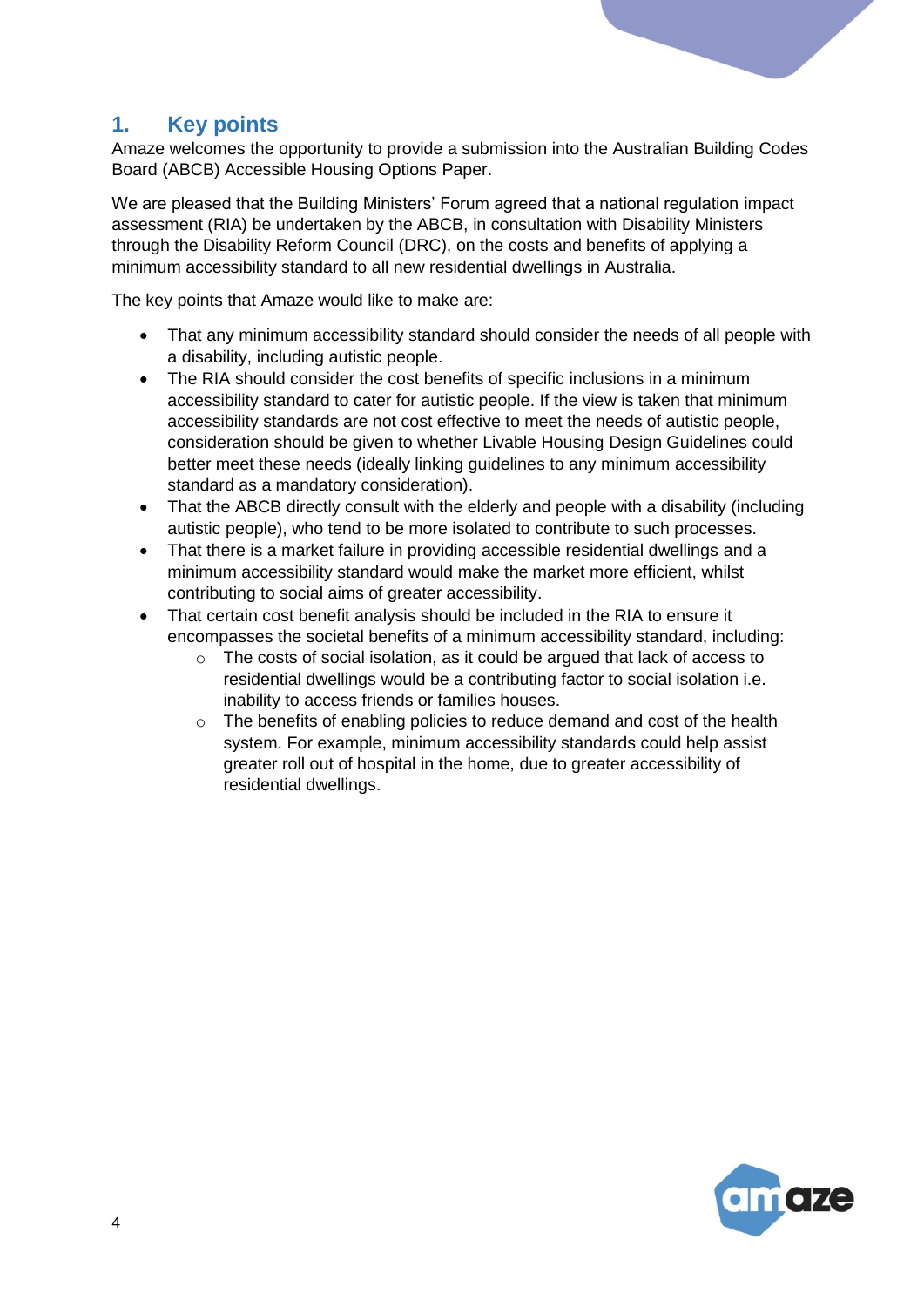## 1. Key points

Amaze welcomes the opportunity to provide a submission into the Australian Building Codes Board (ABCB) Accessible Housing Options Paper.

We are pleased that the Building Ministers' Forum agreed that a national regulation impact assessment (RIA) be undertaken by the ABCB, in consultation with Disability Ministers through the Disability Reform Council (DRC), on the costs and benefits of applying a minimum accessibility standard to all new residential dwellings in Australia.

The key points that Amaze would like to make are:

- That any minimum accessibility standard should consider the needs of all people with a disability, including autistic people.
- The RIA should consider the cost benefits of specific inclusions in a minimum accessibility standard to cater for autistic people. If the view is taken that minimum accessibility standards are not cost effective to meet the needs of autistic people, consideration should be given to whether Livable Housing Design Guidelines could better meet these needs (ideally linking guidelines to any minimum accessibility standard as a mandatory consideration).
- That the ABCB directly consult with the elderly and people with a disability (including autistic people), who tend to be more isolated to contribute to such processes.
- That there is a market failure in providing accessible residential dwellings and a minimum accessibility standard would make the market more efficient, whilst contributing to social aims of greater accessibility.
- That certain cost benefit analysis should be included in the RIA to ensure it encompasses the societal benefits of a minimum accessibility standard, including:
  - The costs of social isolation, as it could be argued that lack of access to residential dwellings would be a contributing factor to social isolation i.e. inability to access friends or families houses.
  - The benefits of enabling policies to reduce demand and cost of the health system. For example, minimum accessibility standards could help assist greater roll out of hospital in the home, due to greater accessibility of residential dwellings.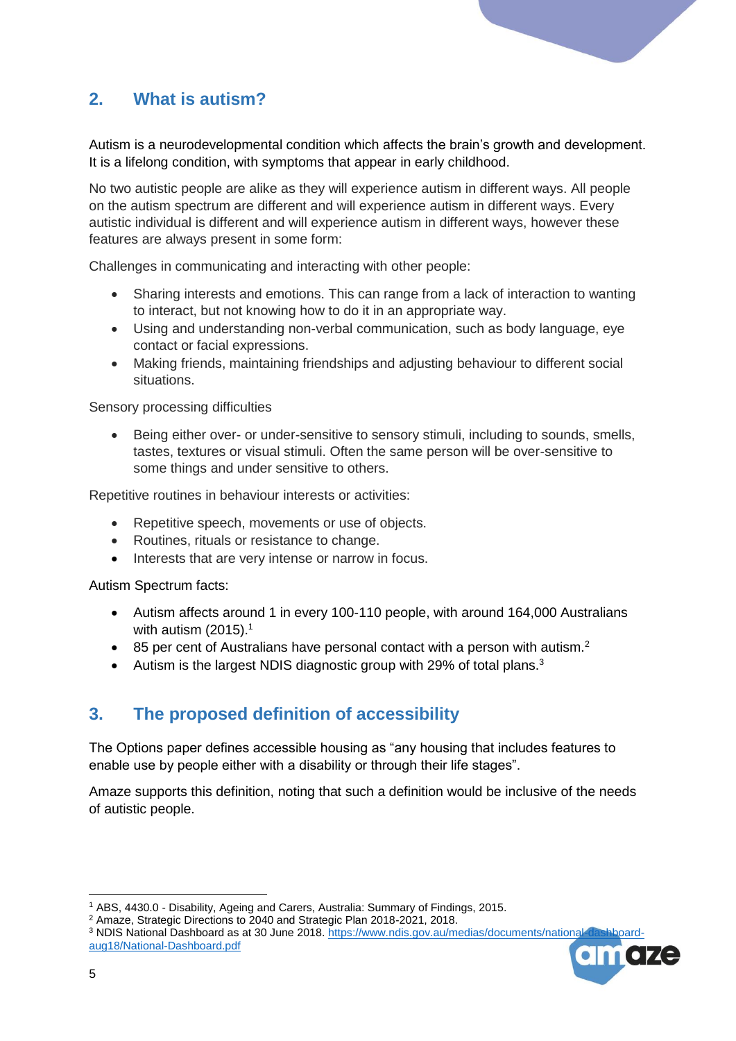## 2. What is autism?

Autism is a neurodevelopmental condition which affects the brain's growth and development. It is a lifelong condition, with symptoms that appear in early childhood.

No two autistic people are alike as they will experience autism in different ways. All people on the autism spectrum are different and will experience autism in different ways. Every autistic individual is different and will experience autism in different ways, however these features are always present in some form:

Challenges in communicating and interacting with other people:

- Sharing interests and emotions. This can range from a lack of interaction to wanting to interact, but not knowing how to do it in an appropriate way.
- Using and understanding non-verbal communication, such as body language, eye contact or facial expressions.
- Making friends, maintaining friendships and adjusting behaviour to different social situations.

Sensory processing difficulties

- Being either over- or under-sensitive to sensory stimuli, including to sounds, smells, tastes, textures or visual stimuli. Often the same person will be over-sensitive to some things and under sensitive to others.

Repetitive routines in behaviour interests or activities:

- Repetitive speech, movements or use of objects.
- Routines, rituals or resistance to change.
- Interests that are very intense or narrow in focus.

Autism Spectrum facts:

- Autism affects around 1 in every 100-110 people, with around 164,000 Australians with autism (2015).[1]
- 85 per cent of Australians have personal contact with a person with autism.[2]
- Autism is the largest NDIS diagnostic group with 29% of total plans.[3]

## 3. The proposed definition of accessibility

The Options paper defines accessible housing as "any housing that includes features to enable use by people either with a disability or through their life stages".

Amaze supports this definition, noting that such a definition would be inclusive of the needs of autistic people.

---

[1] ABS, 4430.0 - Disability, Ageing and Carers, Australia: Summary of Findings, 2015.
[2] Amaze, Strategic Directions to 2040 and Strategic Plan 2018-2021, 2018.
[3] NDIS National Dashboard as at 30 June 2018. https://www.ndis.gov.au/medias/documents/national-dashboard-aug18/National-Dashboard.pdf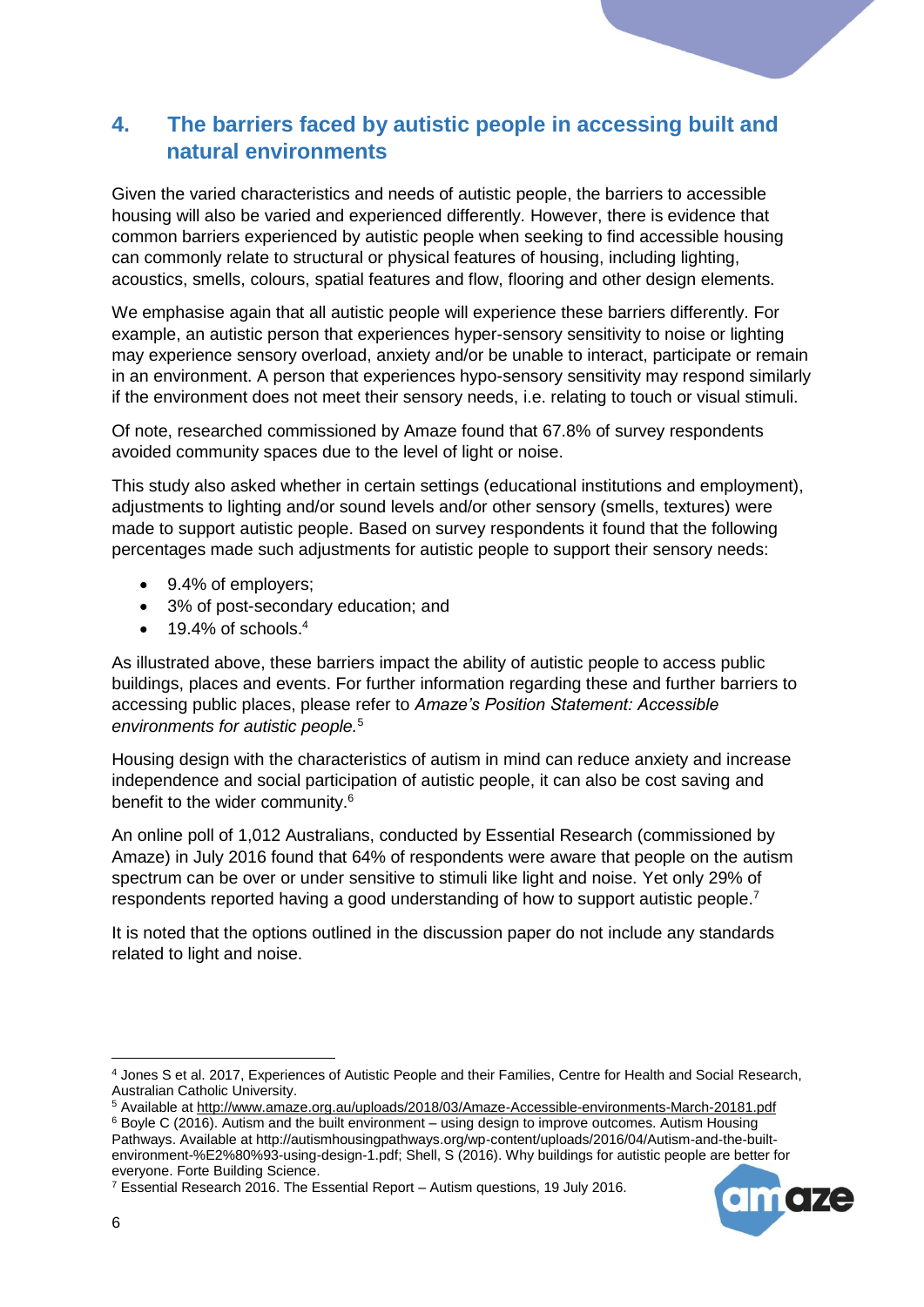## 4. The barriers faced by autistic people in accessing built and natural environments

Given the varied characteristics and needs of autistic people, the barriers to accessible housing will also be varied and experienced differently. However, there is evidence that common barriers experienced by autistic people when seeking to find accessible housing can commonly relate to structural or physical features of housing, including lighting, acoustics, smells, colours, spatial features and flow, flooring and other design elements.

We emphasise again that all autistic people will experience these barriers differently. For example, an autistic person that experiences hyper-sensory sensitivity to noise or lighting may experience sensory overload, anxiety and/or be unable to interact, participate or remain in an environment. A person that experiences hypo-sensory sensitivity may respond similarly if the environment does not meet their sensory needs, i.e. relating to touch or visual stimuli.

Of note, researched commissioned by Amaze found that 67.8% of survey respondents avoided community spaces due to the level of light or noise.

This study also asked whether in certain settings (educational institutions and employment), adjustments to lighting and/or sound levels and/or other sensory (smells, textures) were made to support autistic people. Based on survey respondents it found that the following percentages made such adjustments for autistic people to support their sensory needs:

- 9.4% of employers;
- 3% of post-secondary education; and
- 19.4% of schools.[4]

As illustrated above, these barriers impact the ability of autistic people to access public buildings, places and events. For further information regarding these and further barriers to accessing public places, please refer to *Amaze's Position Statement: Accessible environments for autistic people.*[5]

Housing design with the characteristics of autism in mind can reduce anxiety and increase independence and social participation of autistic people, it can also be cost saving and benefit to the wider community.[6]

An online poll of 1,012 Australians, conducted by Essential Research (commissioned by Amaze) in July 2016 found that 64% of respondents were aware that people on the autism spectrum can be over or under sensitive to stimuli like light and noise. Yet only 29% of respondents reported having a good understanding of how to support autistic people.[7]

It is noted that the options outlined in the discussion paper do not include any standards related to light and noise.

---

[4] Jones S et al. 2017, Experiences of Autistic People and their Families, Centre for Health and Social Research, Australian Catholic University.

[5] Available at http://www.amaze.org.au/uploads/2018/03/Amaze-Accessible-environments-March-20181.pdf

[6] Boyle C (2016). Autism and the built environment – using design to improve outcomes. Autism Housing Pathways. Available at http://autismhousingpathways.org/wp-content/uploads/2016/04/Autism-and-the-built-environment-%E2%80%93-using-design-1.pdf; Shell, S (2016). Why buildings for autistic people are better for everyone. Forte Building Science.

[7] Essential Research 2016. The Essential Report – Autism questions, 19 July 2016.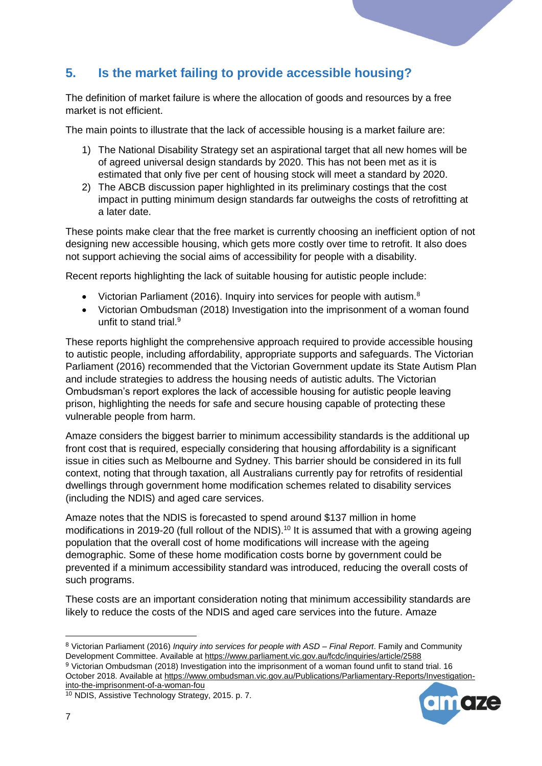## 5. Is the market failing to provide accessible housing?

The definition of market failure is where the allocation of goods and resources by a free market is not efficient.

The main points to illustrate that the lack of accessible housing is a market failure are:

1) The National Disability Strategy set an aspirational target that all new homes will be of agreed universal design standards by 2020. This has not been met as it is estimated that only five per cent of housing stock will meet a standard by 2020.
2) The ABCB discussion paper highlighted in its preliminary costings that the cost impact in putting minimum design standards far outweighs the costs of retrofitting at a later date.

These points make clear that the free market is currently choosing an inefficient option of not designing new accessible housing, which gets more costly over time to retrofit. It also does not support achieving the social aims of accessibility for people with a disability.

Recent reports highlighting the lack of suitable housing for autistic people include:

- Victorian Parliament (2016). Inquiry into services for people with autism.[8]
- Victorian Ombudsman (2018) Investigation into the imprisonment of a woman found unfit to stand trial.[9]

These reports highlight the comprehensive approach required to provide accessible housing to autistic people, including affordability, appropriate supports and safeguards. The Victorian Parliament (2016) recommended that the Victorian Government update its State Autism Plan and include strategies to address the housing needs of autistic adults. The Victorian Ombudsman's report explores the lack of accessible housing for autistic people leaving prison, highlighting the needs for safe and secure housing capable of protecting these vulnerable people from harm.

Amaze considers the biggest barrier to minimum accessibility standards is the additional up front cost that is required, especially considering that housing affordability is a significant issue in cities such as Melbourne and Sydney. This barrier should be considered in its full context, noting that through taxation, all Australians currently pay for retrofits of residential dwellings through government home modification schemes related to disability services (including the NDIS) and aged care services.

Amaze notes that the NDIS is forecasted to spend around $137 million in home modifications in 2019-20 (full rollout of the NDIS).[10] It is assumed that with a growing ageing population that the overall cost of home modifications will increase with the ageing demographic. Some of these home modification costs borne by government could be prevented if a minimum accessibility standard was introduced, reducing the overall costs of such programs.

These costs are an important consideration noting that minimum accessibility standards are likely to reduce the costs of the NDIS and aged care services into the future. Amaze

---

[8] Victorian Parliament (2016) *Inquiry into services for people with ASD – Final Report*. Family and Community Development Committee. Available at https://www.parliament.vic.gov.au/fcdc/inquiries/article/2588

[9] Victorian Ombudsman (2018) Investigation into the imprisonment of a woman found unfit to stand trial. 16 October 2018. Available at https://www.ombudsman.vic.gov.au/Publications/Parliamentary-Reports/Investigation-into-the-imprisonment-of-a-woman-fou

[10] NDIS, Assistive Technology Strategy, 2015. p. 7.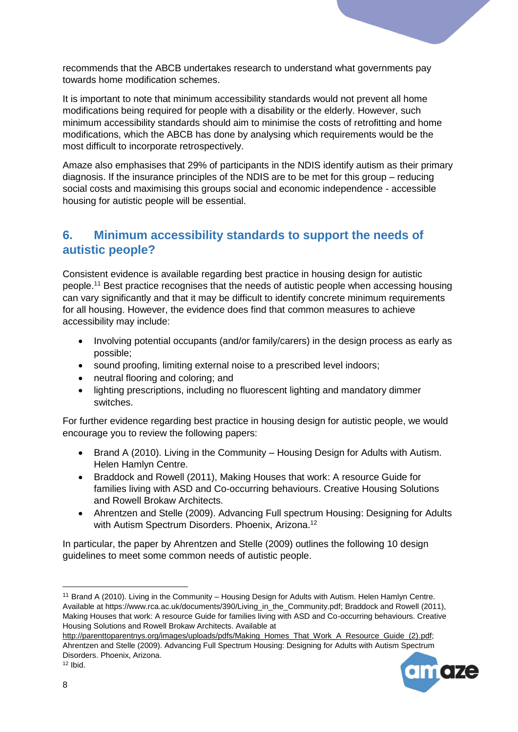recommends that the ABCB undertakes research to understand what governments pay towards home modification schemes.

It is important to note that minimum accessibility standards would not prevent all home modifications being required for people with a disability or the elderly. However, such minimum accessibility standards should aim to minimise the costs of retrofitting and home modifications, which the ABCB has done by analysing which requirements would be the most difficult to incorporate retrospectively.

Amaze also emphasises that 29% of participants in the NDIS identify autism as their primary diagnosis. If the insurance principles of the NDIS are to be met for this group – reducing social costs and maximising this groups social and economic independence - accessible housing for autistic people will be essential.

## 6. Minimum accessibility standards to support the needs of autistic people?

Consistent evidence is available regarding best practice in housing design for autistic people.[11] Best practice recognises that the needs of autistic people when accessing housing can vary significantly and that it may be difficult to identify concrete minimum requirements for all housing. However, the evidence does find that common measures to achieve accessibility may include:

- Involving potential occupants (and/or family/carers) in the design process as early as possible;
- sound proofing, limiting external noise to a prescribed level indoors;
- neutral flooring and coloring; and
- lighting prescriptions, including no fluorescent lighting and mandatory dimmer switches.

For further evidence regarding best practice in housing design for autistic people, we would encourage you to review the following papers:

- Brand A (2010). Living in the Community – Housing Design for Adults with Autism. Helen Hamlyn Centre.
- Braddock and Rowell (2011), Making Houses that work: A resource Guide for families living with ASD and Co-occurring behaviours. Creative Housing Solutions and Rowell Brokaw Architects.
- Ahrentzen and Stelle (2009). Advancing Full spectrum Housing: Designing for Adults with Autism Spectrum Disorders. Phoenix, Arizona.[12]

In particular, the paper by Ahrentzen and Stelle (2009) outlines the following 10 design guidelines to meet some common needs of autistic people.

---

[11] Brand A (2010). Living in the Community – Housing Design for Adults with Autism. Helen Hamlyn Centre. Available at https://www.rca.ac.uk/documents/390/Living_in_the_Community.pdf; Braddock and Rowell (2011), Making Houses that work: A resource Guide for families living with ASD and Co-occurring behaviours. Creative Housing Solutions and Rowell Brokaw Architects. Available at http://parenttoparentnys.org/images/uploads/pdfs/Making_Homes_That_Work_A_Resource_Guide_(2).pdf; Ahrentzen and Stelle (2009). Advancing Full Spectrum Housing: Designing for Adults with Autism Spectrum Disorders. Phoenix, Arizona.

[12] Ibid.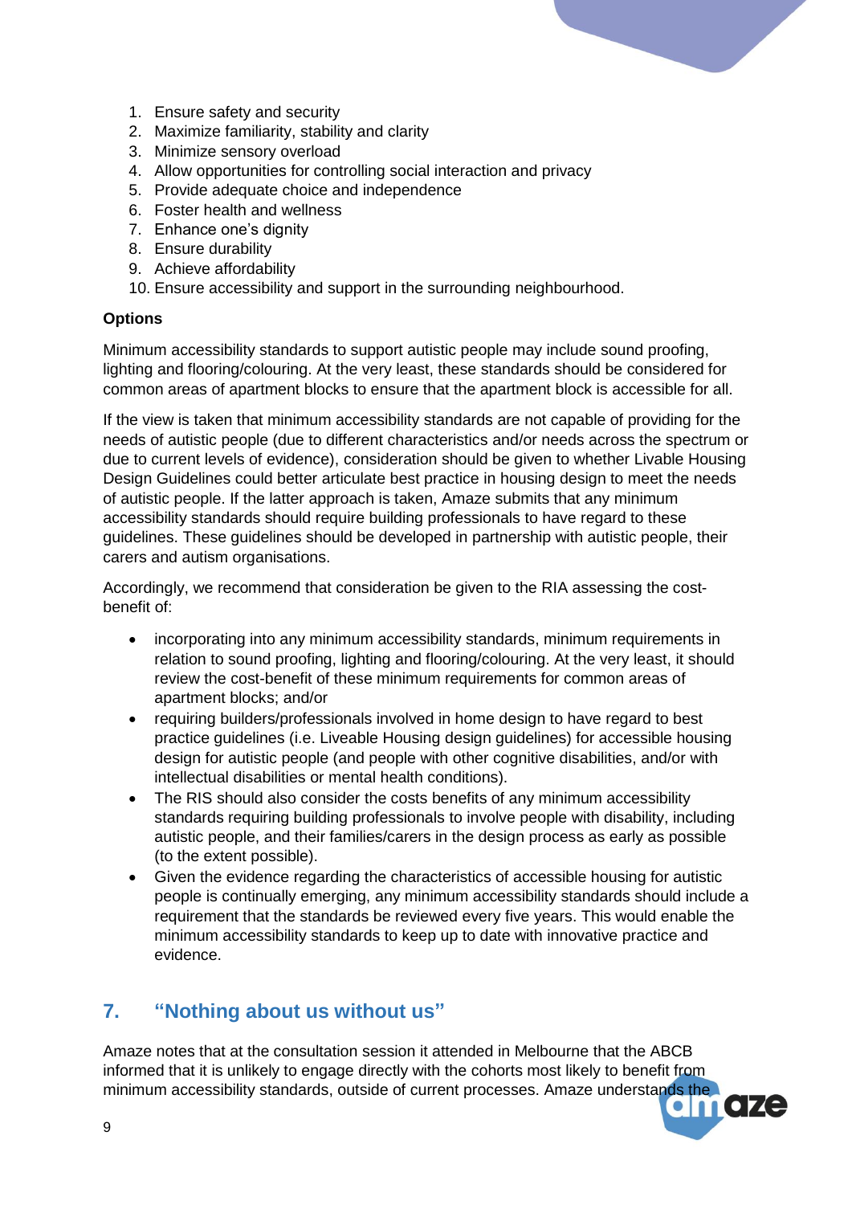1. Ensure safety and security
2. Maximize familiarity, stability and clarity
3. Minimize sensory overload
4. Allow opportunities for controlling social interaction and privacy
5. Provide adequate choice and independence
6. Foster health and wellness
7. Enhance one's dignity
8. Ensure durability
9. Achieve affordability
10. Ensure accessibility and support in the surrounding neighbourhood.

**Options**

Minimum accessibility standards to support autistic people may include sound proofing, lighting and flooring/colouring. At the very least, these standards should be considered for common areas of apartment blocks to ensure that the apartment block is accessible for all.

If the view is taken that minimum accessibility standards are not capable of providing for the needs of autistic people (due to different characteristics and/or needs across the spectrum or due to current levels of evidence), consideration should be given to whether Livable Housing Design Guidelines could better articulate best practice in housing design to meet the needs of autistic people. If the latter approach is taken, Amaze submits that any minimum accessibility standards should require building professionals to have regard to these guidelines. These guidelines should be developed in partnership with autistic people, their carers and autism organisations.

Accordingly, we recommend that consideration be given to the RIA assessing the cost-benefit of:

- incorporating into any minimum accessibility standards, minimum requirements in relation to sound proofing, lighting and flooring/colouring. At the very least, it should review the cost-benefit of these minimum requirements for common areas of apartment blocks; and/or
- requiring builders/professionals involved in home design to have regard to best practice guidelines (i.e. Liveable Housing design guidelines) for accessible housing design for autistic people (and people with other cognitive disabilities, and/or with intellectual disabilities or mental health conditions).
- The RIS should also consider the costs benefits of any minimum accessibility standards requiring building professionals to involve people with disability, including autistic people, and their families/carers in the design process as early as possible (to the extent possible).
- Given the evidence regarding the characteristics of accessible housing for autistic people is continually emerging, any minimum accessibility standards should include a requirement that the standards be reviewed every five years. This would enable the minimum accessibility standards to keep up to date with innovative practice and evidence.

## 7. "Nothing about us without us"

Amaze notes that at the consultation session it attended in Melbourne that the ABCB informed that it is unlikely to engage directly with the cohorts most likely to benefit from minimum accessibility standards, outside of current processes. Amaze understands the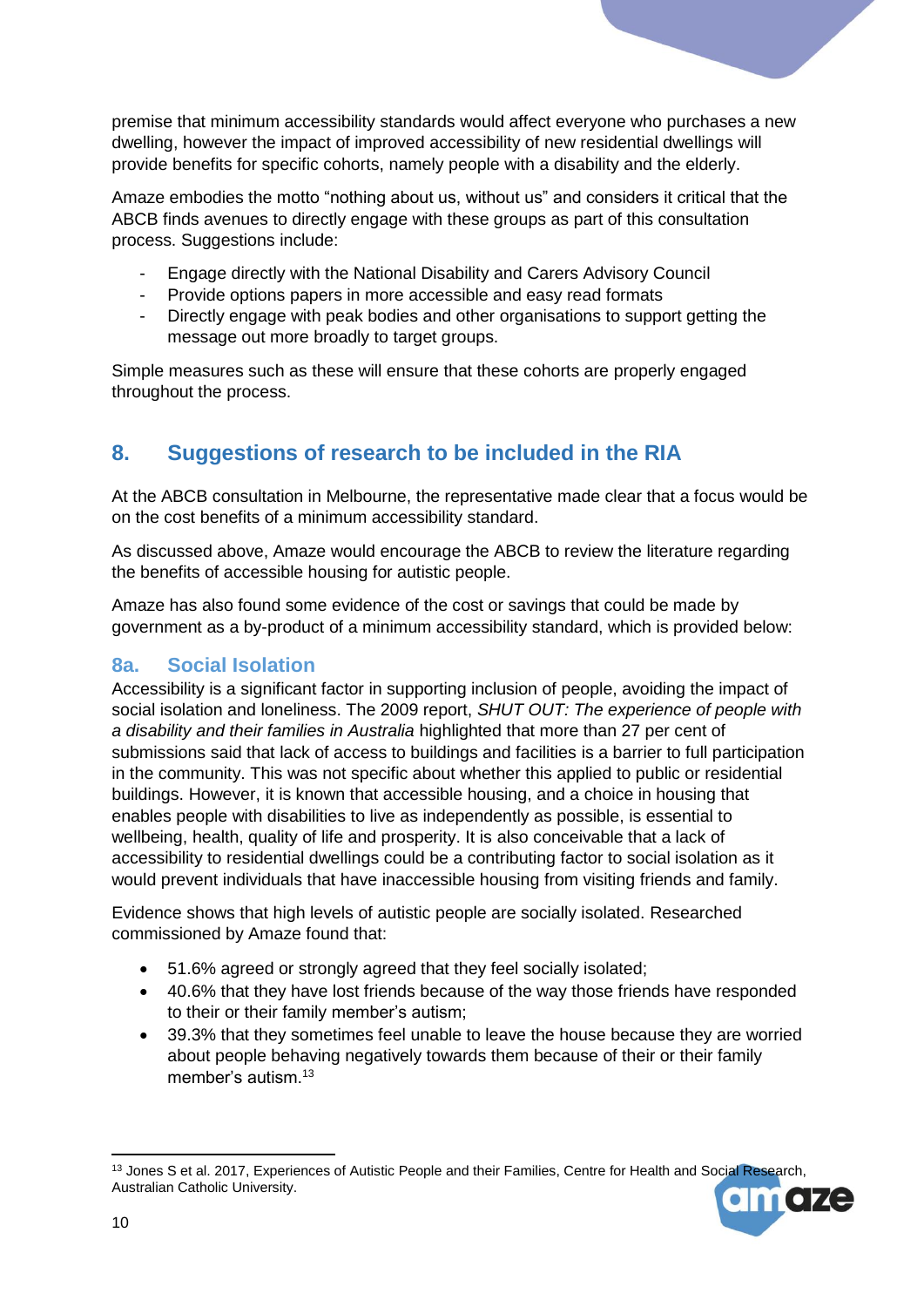premise that minimum accessibility standards would affect everyone who purchases a new dwelling, however the impact of improved accessibility of new residential dwellings will provide benefits for specific cohorts, namely people with a disability and the elderly.

Amaze embodies the motto "nothing about us, without us" and considers it critical that the ABCB finds avenues to directly engage with these groups as part of this consultation process. Suggestions include:

- Engage directly with the National Disability and Carers Advisory Council
- Provide options papers in more accessible and easy read formats
- Directly engage with peak bodies and other organisations to support getting the message out more broadly to target groups.

Simple measures such as these will ensure that these cohorts are properly engaged throughout the process.

## 8. Suggestions of research to be included in the RIA

At the ABCB consultation in Melbourne, the representative made clear that a focus would be on the cost benefits of a minimum accessibility standard.

As discussed above, Amaze would encourage the ABCB to review the literature regarding the benefits of accessible housing for autistic people.

Amaze has also found some evidence of the cost or savings that could be made by government as a by-product of a minimum accessibility standard, which is provided below:

### 8a. Social Isolation

Accessibility is a significant factor in supporting inclusion of people, avoiding the impact of social isolation and loneliness. The 2009 report, *SHUT OUT: The experience of people with a disability and their families in Australia* highlighted that more than 27 per cent of submissions said that lack of access to buildings and facilities is a barrier to full participation in the community. This was not specific about whether this applied to public or residential buildings. However, it is known that accessible housing, and a choice in housing that enables people with disabilities to live as independently as possible, is essential to wellbeing, health, quality of life and prosperity. It is also conceivable that a lack of accessibility to residential dwellings could be a contributing factor to social isolation as it would prevent individuals that have inaccessible housing from visiting friends and family.

Evidence shows that high levels of autistic people are socially isolated. Researched commissioned by Amaze found that:

- 51.6% agreed or strongly agreed that they feel socially isolated;
- 40.6% that they have lost friends because of the way those friends have responded to their or their family member's autism;
- 39.3% that they sometimes feel unable to leave the house because they are worried about people behaving negatively towards them because of their or their family member's autism.[13]

[13] Jones S et al. 2017, Experiences of Autistic People and their Families, Centre for Health and Social Research, Australian Catholic University.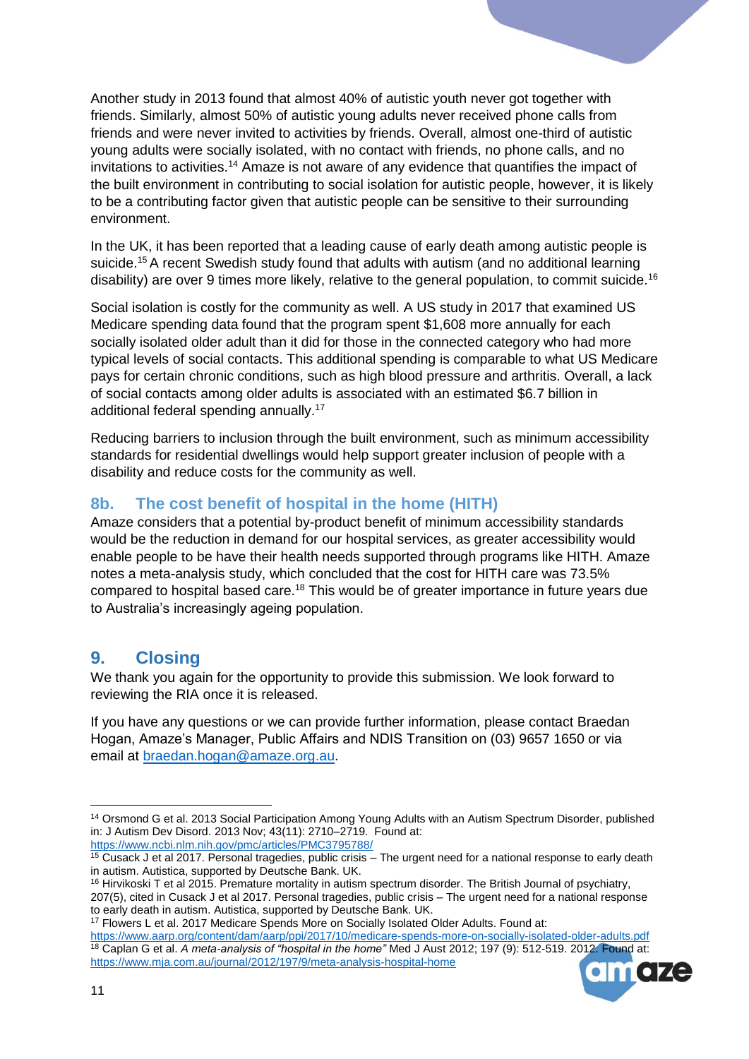Another study in 2013 found that almost 40% of autistic youth never got together with friends. Similarly, almost 50% of autistic young adults never received phone calls from friends and were never invited to activities by friends. Overall, almost one-third of autistic young adults were socially isolated, with no contact with friends, no phone calls, and no invitations to activities.[14] Amaze is not aware of any evidence that quantifies the impact of the built environment in contributing to social isolation for autistic people, however, it is likely to be a contributing factor given that autistic people can be sensitive to their surrounding environment.

In the UK, it has been reported that a leading cause of early death among autistic people is suicide.[15] A recent Swedish study found that adults with autism (and no additional learning disability) are over 9 times more likely, relative to the general population, to commit suicide.[16]

Social isolation is costly for the community as well. A US study in 2017 that examined US Medicare spending data found that the program spent $1,608 more annually for each socially isolated older adult than it did for those in the connected category who had more typical levels of social contacts. This additional spending is comparable to what US Medicare pays for certain chronic conditions, such as high blood pressure and arthritis. Overall, a lack of social contacts among older adults is associated with an estimated $6.7 billion in additional federal spending annually.[17]

Reducing barriers to inclusion through the built environment, such as minimum accessibility standards for residential dwellings would help support greater inclusion of people with a disability and reduce costs for the community as well.

## 8b. The cost benefit of hospital in the home (HITH)

Amaze considers that a potential by-product benefit of minimum accessibility standards would be the reduction in demand for our hospital services, as greater accessibility would enable people to be have their health needs supported through programs like HITH. Amaze notes a meta-analysis study, which concluded that the cost for HITH care was 73.5% compared to hospital based care.[18] This would be of greater importance in future years due to Australia's increasingly ageing population.

## 9. Closing

We thank you again for the opportunity to provide this submission. We look forward to reviewing the RIA once it is released.

If you have any questions or we can provide further information, please contact Braedan Hogan, Amaze's Manager, Public Affairs and NDIS Transition on (03) 9657 1650 or via email at braedan.hogan@amaze.org.au.

---

[14] Orsmond G et al. 2013 Social Participation Among Young Adults with an Autism Spectrum Disorder, published in: J Autism Dev Disord. 2013 Nov; 43(11): 2710–2719. Found at: https://www.ncbi.nlm.nih.gov/pmc/articles/PMC3795788/

[15] Cusack J et al 2017. Personal tragedies, public crisis – The urgent need for a national response to early death in autism. Autistica, supported by Deutsche Bank. UK.

[16] Hirvikoski T et al 2015. Premature mortality in autism spectrum disorder. The British Journal of psychiatry, 207(5), cited in Cusack J et al 2017. Personal tragedies, public crisis – The urgent need for a national response to early death in autism. Autistica, supported by Deutsche Bank. UK.

[17] Flowers L et al. 2017 Medicare Spends More on Socially Isolated Older Adults. Found at: https://www.aarp.org/content/dam/aarp/ppi/2017/10/medicare-spends-more-on-socially-isolated-older-adults.pdf

[18] Caplan G et al. *A meta-analysis of "hospital in the home"* Med J Aust 2012; 197 (9): 512-519. 2012. Found at: https://www.mja.com.au/journal/2012/197/9/meta-analysis-hospital-home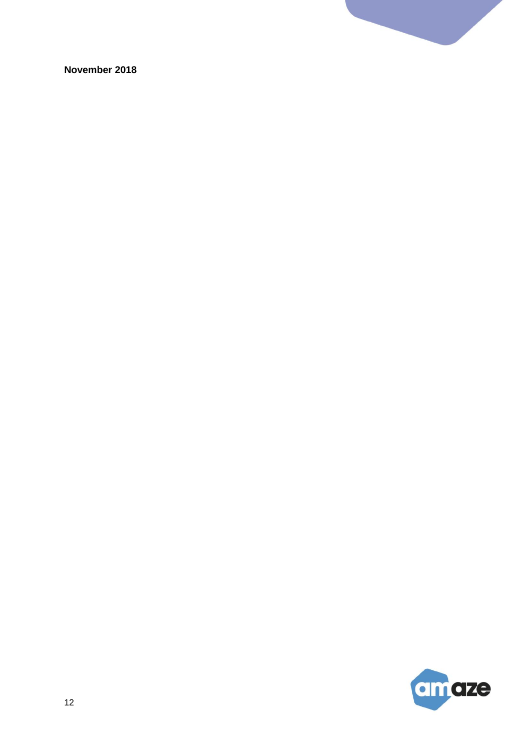**November 2018**